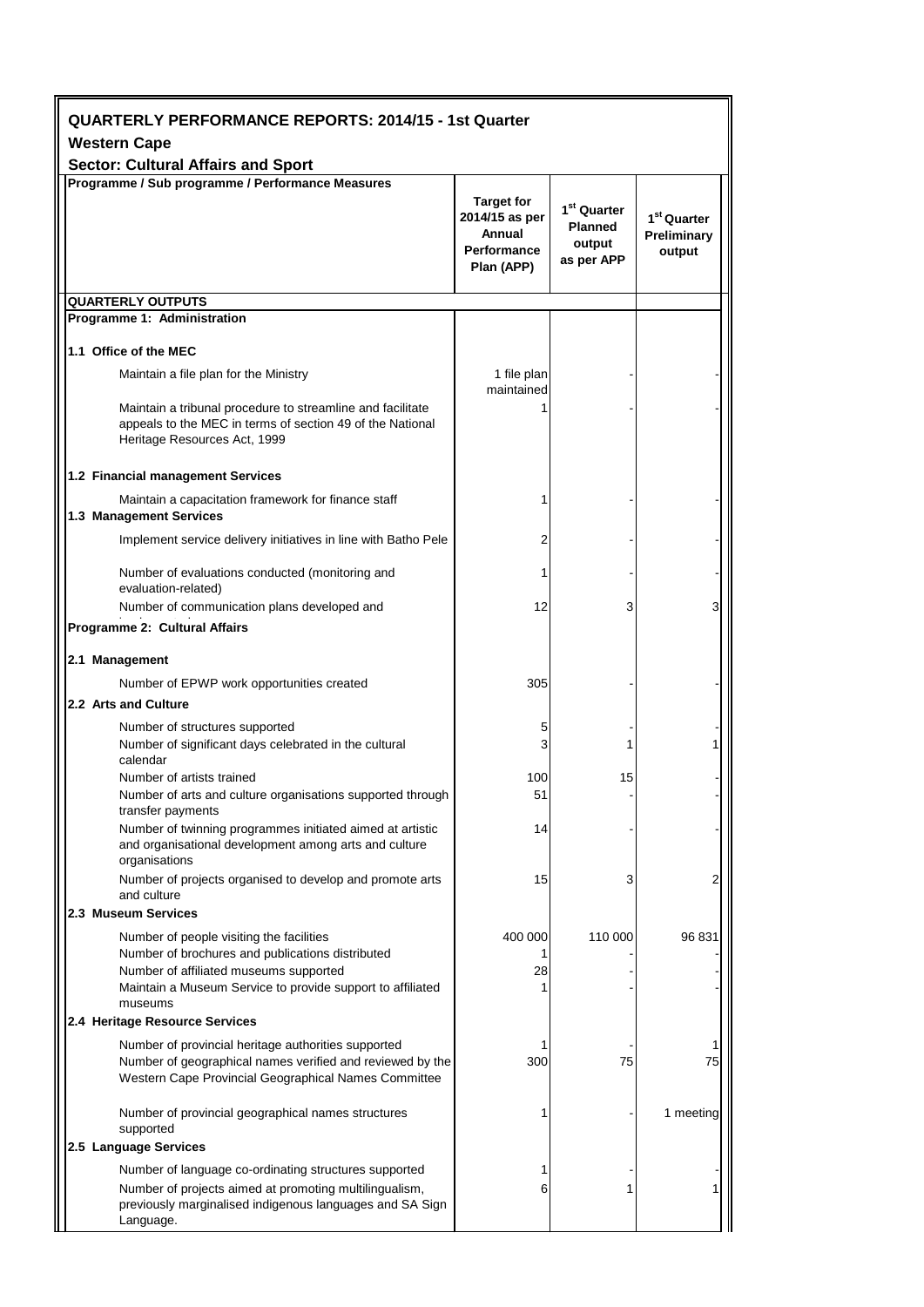## QUARTERLY PERFORMANCE REPORTS: 2014/15 - 1st Quarter

### Western Cape

### Sector: Cultural Affairs and Sport

| Programme / Sub programme / Performance Measures | Target for 2014/15 as per Annual Performance Plan (APP) | 1st Quarter Planned output as per APP | 1st Quarter Preliminary output |
|---|---|---|---|
| **QUARTERLY OUTPUTS** | | | |
| **Programme 1: Administration** | | | |
| **1.1 Office of the MEC** | | | |
| Maintain a file plan for the Ministry | 1 file plan maintained | - | - |
| Maintain a tribunal procedure to streamline and facilitate appeals to the MEC in terms of section 49 of the National Heritage Resources Act, 1999 | 1 | - | - |
| **1.2 Financial management Services** | | | |
| Maintain a capacitation framework for finance staff | 1 | - | - |
| **1.3 Management Services** | | | |
| Implement service delivery initiatives in line with Batho Pele | 2 | - | - |
| Number of evaluations conducted (monitoring and evaluation-related) | 1 | - | - |
| Number of communication plans developed and | 12 | 3 | 3 |
| **Programme 2: Cultural Affairs** | | | |
| **2.1 Management** | | | |
| Number of EPWP work opportunities created | 305 | - | - |
| **2.2 Arts and Culture** | | | |
| Number of structures supported | 5 | - | - |
| Number of significant days celebrated in the cultural calendar | 3 | 1 | 1 |
| Number of artists trained | 100 | 15 | - |
| Number of arts and culture organisations supported through transfer payments | 51 | - | - |
| Number of twinning programmes initiated aimed at artistic and organisational development among arts and culture organisations | 14 | - | - |
| Number of projects organised to develop and promote arts and culture | 15 | 3 | 2 |
| **2.3 Museum Services** | | | |
| Number of people visiting the facilities | 400 000 | 110 000 | 96 831 |
| Number of brochures and publications distributed | 1 | - | - |
| Number of affiliated museums supported | 28 | - | - |
| Maintain a Museum Service to provide support to affiliated museums | 1 | - | - |
| **2.4 Heritage Resource Services** | | | |
| Number of provincial heritage authorities supported | 1 | - | 1 |
| Number of geographical names verified and reviewed by the Western Cape Provincial Geographical Names Committee | 300 | 75 | 75 |
| Number of provincial geographical names structures supported | 1 | - | 1 meeting |
| **2.5 Language Services** | | | |
| Number of language co-ordinating structures supported | 1 | - | - |
| Number of projects aimed at promoting multilingualism, previously marginalised indigenous languages and SA Sign Language. | 6 | 1 | 1 |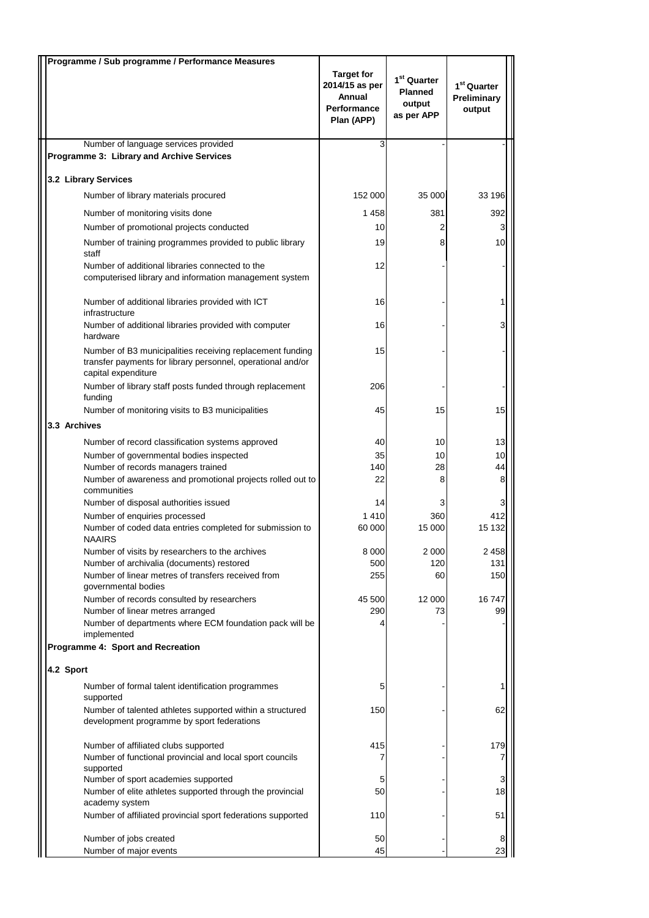| Programme / Sub programme / Performance Measures | Target for 2014/15 as per Annual Performance Plan (APP) | 1st Quarter Planned output as per APP | 1st Quarter Preliminary output |
|---|---|---|---|
| Number of language services provided | 3 | - | - |
| **Programme 3: Library and Archive Services** | | | |
| **3.2 Library Services** | | | |
| Number of library materials procured | 152 000 | 35 000 | 33 196 |
| Number of monitoring visits done | 1 458 | 381 | 392 |
| Number of promotional projects conducted | 10 | 2 | 3 |
| Number of training programmes provided to public library staff | 19 | 8 | 10 |
| Number of additional libraries connected to the computerised library and information management system | 12 | - | - |
| Number of additional libraries provided with ICT infrastructure | 16 | - | 1 |
| Number of additional libraries provided with computer hardware | 16 | - | 3 |
| Number of B3 municipalities receiving replacement funding transfer payments for library personnel, operational and/or capital expenditure | 15 | - | - |
| Number of library staff posts funded through replacement funding | 206 | - | - |
| Number of monitoring visits to B3 municipalities | 45 | 15 | 15 |
| **3.3 Archives** | | | |
| Number of record classification systems approved | 40 | 10 | 13 |
| Number of governmental bodies inspected | 35 | 10 | 10 |
| Number of records managers trained | 140 | 28 | 44 |
| Number of awareness and promotional projects rolled out to communities | 22 | 8 | 8 |
| Number of disposal authorities issued | 14 | 3 | 3 |
| Number of enquiries processed | 1 410 | 360 | 412 |
| Number of coded data entries completed for submission to NAAIRS | 60 000 | 15 000 | 15 132 |
| Number of visits by researchers to the archives | 8 000 | 2 000 | 2 458 |
| Number of archivalia (documents) restored | 500 | 120 | 131 |
| Number of linear metres of transfers received from governmental bodies | 255 | 60 | 150 |
| Number of records consulted by researchers | 45 500 | 12 000 | 16 747 |
| Number of linear metres arranged | 290 | 73 | 99 |
| Number of departments where ECM foundation pack will be implemented | 4 | - | - |
| **Programme 4: Sport and Recreation** | | | |
| **4.2 Sport** | | | |
| Number of formal talent identification programmes supported | 5 | - | 1 |
| Number of talented athletes supported within a structured development programme by sport federations | 150 | - | 62 |
| Number of affiliated clubs supported | 415 | - | 179 |
| Number of functional provincial and local sport councils supported | 7 | - | 7 |
| Number of sport academies supported | 5 | - | 3 |
| Number of elite athletes supported through the provincial academy system | 50 | - | 18 |
| Number of affiliated provincial sport federations supported | 110 | - | 51 |
| Number of jobs created | 50 | - | 8 |
| Number of major events | 45 | - | 23 |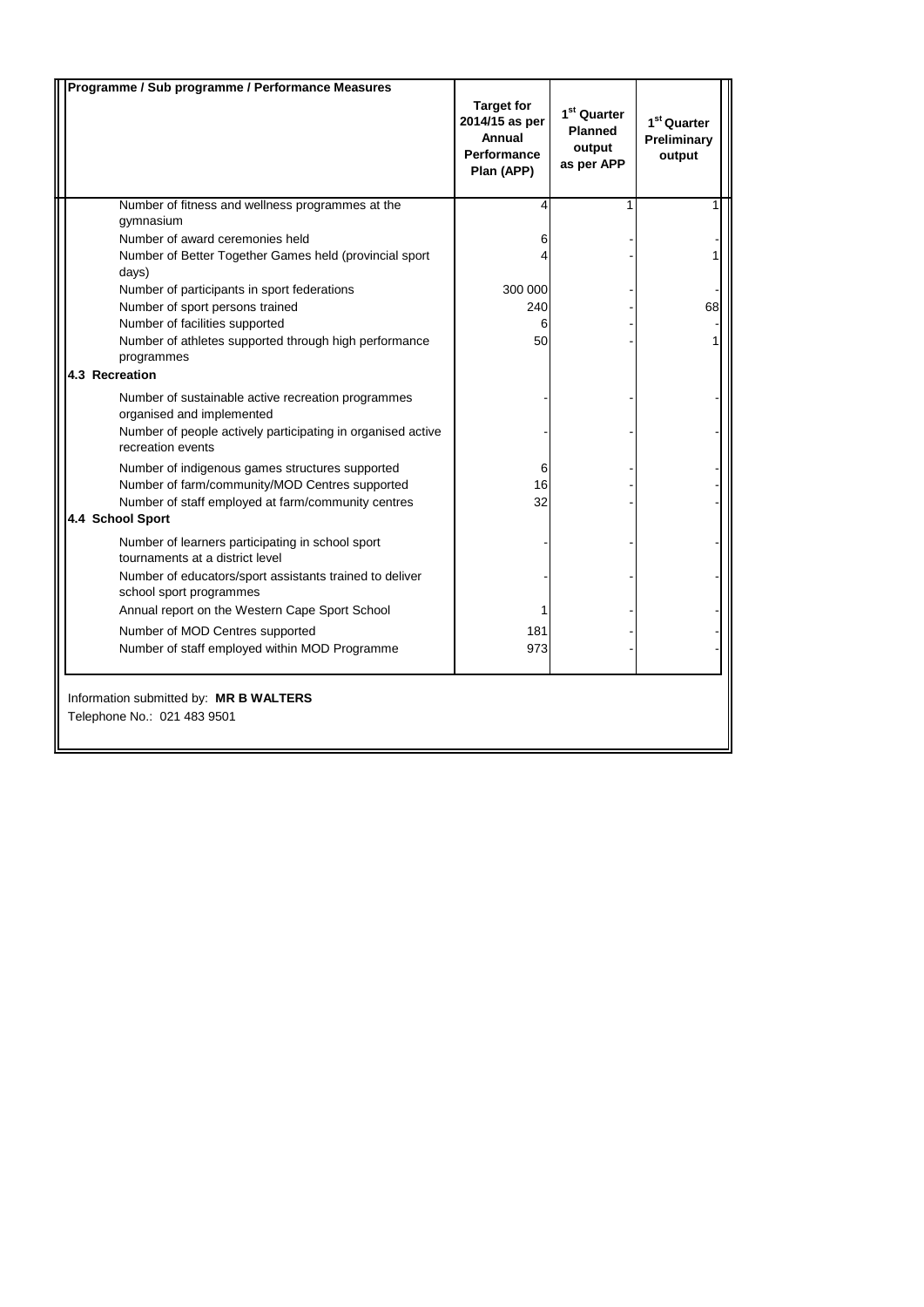| Programme / Sub programme / Performance Measures | Target for 2014/15 as per Annual Performance Plan (APP) | 1st Quarter Planned output as per APP | 1st Quarter Preliminary output |
|---|---|---|---|
| Number of fitness and wellness programmes at the gymnasium | 4 | 1 | 1 |
| Number of award ceremonies held | 6 | - | - |
| Number of Better Together Games held (provincial sport days) | 4 | - | 1 |
| Number of participants in sport federations | 300 000 | - | - |
| Number of sport persons trained | 240 | - | 68 |
| Number of facilities supported | 6 | - | - |
| Number of athletes supported through high performance programmes | 50 | - | 1 |
| **4.3 Recreation** | | | |
| Number of sustainable active recreation programmes organised and implemented | - | - | - |
| Number of people actively participating in organised active recreation events | - | - | - |
| Number of indigenous games structures supported | 6 | - | - |
| Number of farm/community/MOD Centres supported | 16 | - | - |
| Number of staff employed at farm/community centres | 32 | - | - |
| **4.4 School Sport** | | | |
| Number of learners participating in school sport tournaments at a district level | - | - | - |
| Number of educators/sport assistants trained to deliver school sport programmes | - | - | - |
| Annual report on the Western Cape Sport School | 1 | - | - |
| Number of MOD Centres supported | 181 | - | - |
| Number of staff employed within MOD Programme | 973 | - | - |

Information submitted by: **MR B WALTERS**

Telephone No.: 021 483 9501